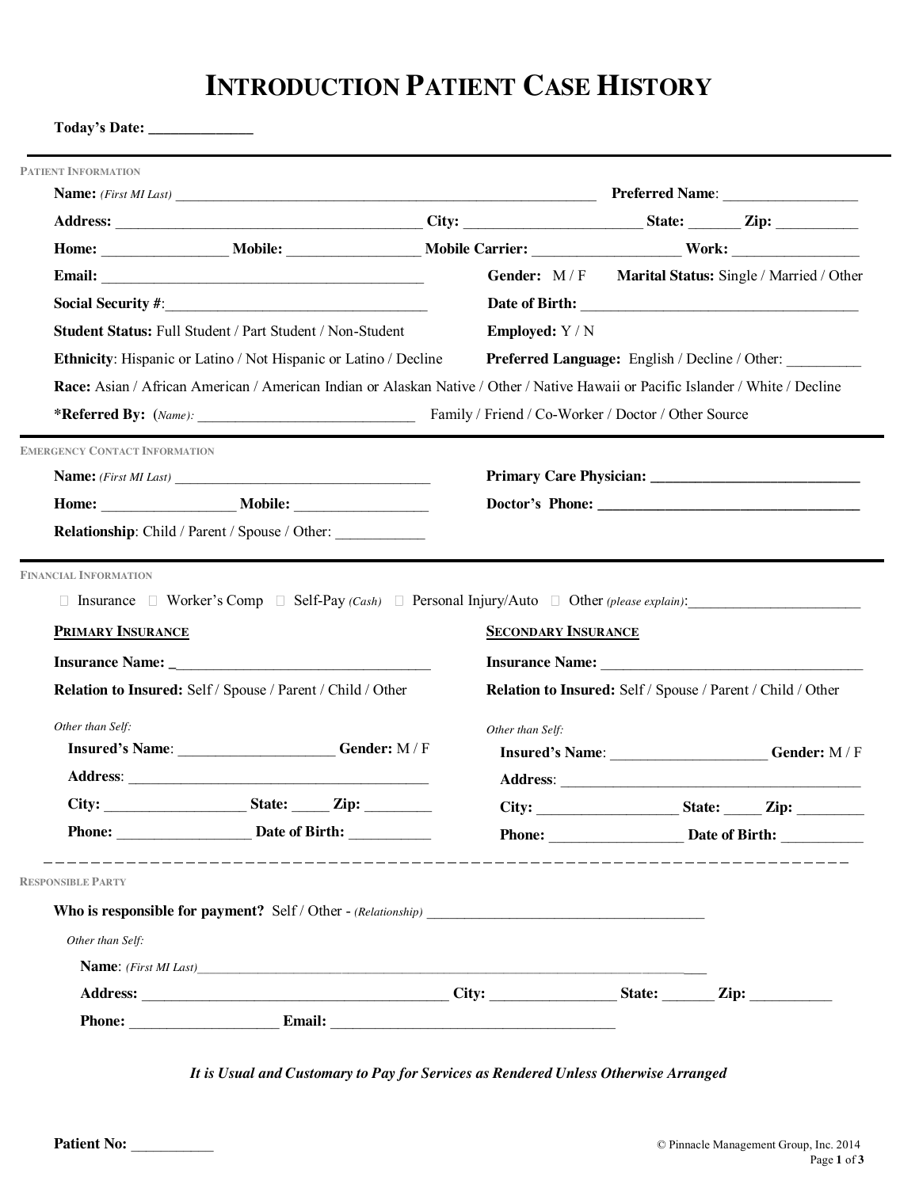# INTRODUCTION PATIENT CASE HISTORY

**Today's Date:** ______________

---

PATIENT INFORMATION

**Name:** *(First MI Last)* ____________________________________________ **Preferred Name**: __________________

**Address:** __________________________________________ **City:** ________________________ **State:** _______ **Zip:** ___________

**Home:** ________________ **Mobile:** _________________ **Mobile Carrier:** ___________________ **Work:** ________________

**Email:** _____________________________________________ **Gender:** M / F **Marital Status:** Single / Married / Other

**Social Security #**:__________________________________ **Date of Birth:** ______________________________________

**Student Status:** Full Student / Part Student / Non-Student **Employed:** Y / N

**Ethnicity**: Hispanic or Latino / Not Hispanic or Latino / Decline **Preferred Language:** English / Decline / Other: __________

**Race:** Asian / African American / American Indian or Alaskan Native / Other / Native Hawaii or Pacific Islander / White / Decline

***Referred By:** (*Name*): ______________________________ Family / Friend / Co-Worker / Doctor / Other Source

---

EMERGENCY CONTACT INFORMATION

**Name:** *(First MI Last)* ____________________________________

**Home:** _________________ **Mobile:** __________________

**Relationship**: Child / Parent / Spouse / Other: ____________

**Primary Care Physician:** ____________________________

**Doctor's Phone:** ____________________________________

---

FINANCIAL INFORMATION

☐ Insurance ☐ Worker's Comp ☐ Self-Pay *(Cash)* ☐ Personal Injury/Auto ☐ Other *(please explain)*:_______________________

**PRIMARY INSURANCE**

**Insurance Name:** ___________________________________

**Relation to Insured:** Self / Spouse / Parent / Child / Other

*Other than Self:*

**Insured's Name**: ____________________ **Gender:** M / F

**Address**: ______________________________________________

**City:** __________________ **State:** _____ **Zip:** _________

**Phone:** _________________ **Date of Birth:** ___________

**SECONDARY INSURANCE**

**Insurance Name:** ____________________________________

**Relation to Insured:** Self / Spouse / Parent / Child / Other

*Other than Self:*

**Insured's Name**: ____________________ **Gender:** M / F

**Address**: ______________________________________________

**City:** __________________ **State:** _____ **Zip:** _________

**Phone:** _________________ **Date of Birth:** ___________

---

RESPONSIBLE PARTY

**Who is responsible for payment?** Self / Other - *(Relationship)* ______________________________________

*Other than Self:*

**Name**: *(First MI Last)*__________________________________________________________________________

**Address:** ___________________________________________ **City:** ________________ **State:** _______ **Zip:** ___________

**Phone:** ___________________ **Email:** _____________________________________

***It is Usual and Customary to Pay for Services as Rendered Unless Otherwise Arranged***

**Patient No:** ___________

© Pinnacle Management Group, Inc. 2014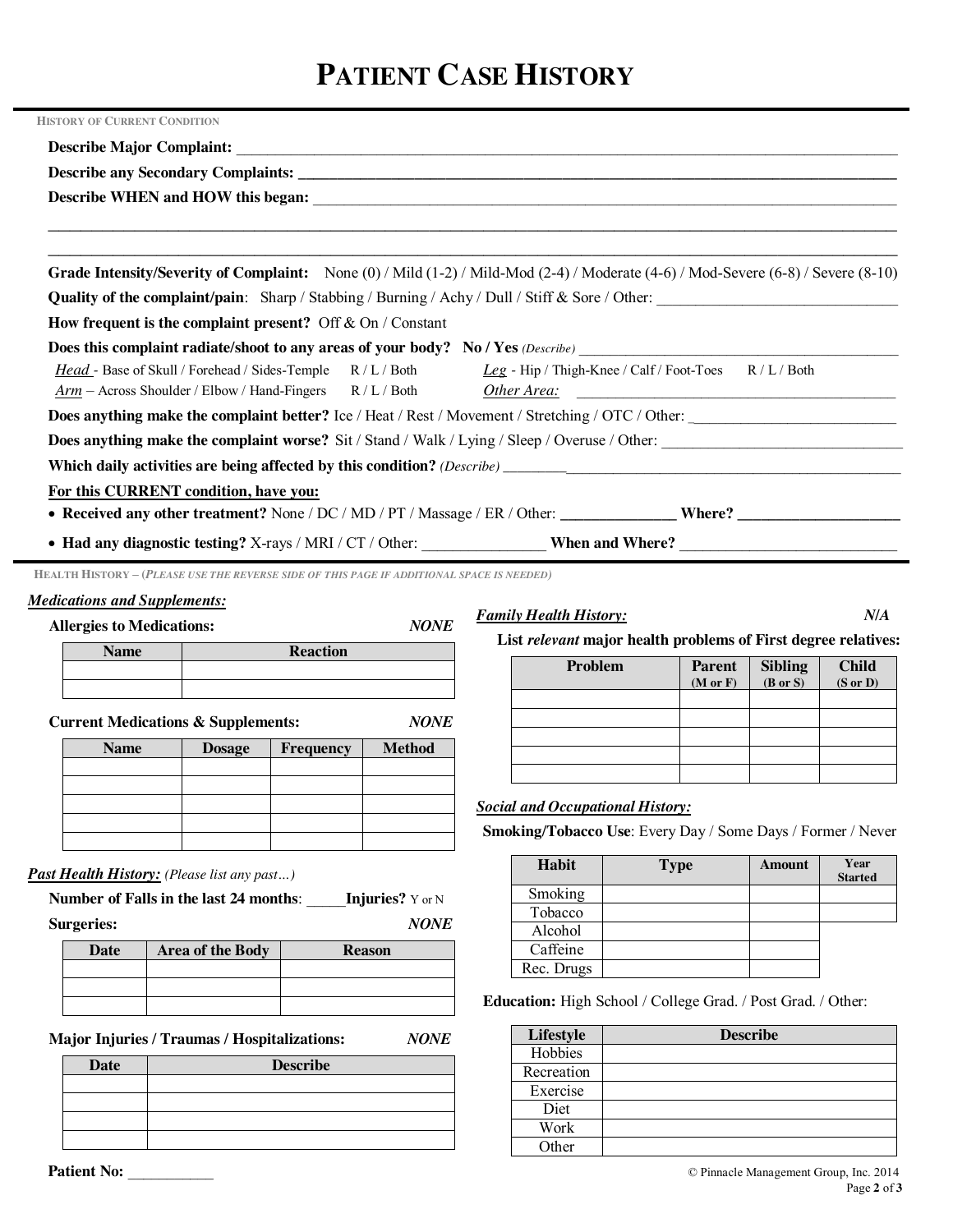# PATIENT CASE HISTORY

HISTORY OF CURRENT CONDITION

**Describe Major Complaint:** ______________________________________________________________________

**Describe any Secondary Complaints:** ______________________________________________________________

**Describe WHEN and HOW this began:** ______________________________________________________________

_______________________________________________________________________________________________

_______________________________________________________________________________________________

**Grade Intensity/Severity of Complaint:** None (0) / Mild (1-2) / Mild-Mod (2-4) / Moderate (4-6) / Mod-Severe (6-8) / Severe (8-10)

**Quality of the complaint/pain**: Sharp / Stabbing / Burning / Achy / Dull / Stiff & Sore / Other: ______________________

**How frequent is the complaint present?** Off & On / Constant

**Does this complaint radiate/shoot to any areas of your body? No / Yes** *(Describe)* ______________________________

*Head* - Base of Skull / Forehead / Sides-Temple R / L / Both  *Leg* - Hip / Thigh-Knee / Calf / Foot-Toes R / L / Both

*Arm* – Across Shoulder / Elbow / Hand-Fingers R / L / Both  *Other Area:* ______________________________

**Does anything make the complaint better?** Ice / Heat / Rest / Movement / Stretching / OTC / Other: ____________________

**Does anything make the complaint worse?** Sit / Stand / Walk / Lying / Sleep / Overuse / Other: ______________________

**Which daily activities are being affected by this condition?** *(Describe)* ____________________________________________

**For this CURRENT condition, have you:**

- **Received any other treatment?** None / DC / MD / PT / Massage / ER / Other: ____________ **Where?** ________________
- **Had any diagnostic testing?** X-rays / MRI / CT / Other: ____________ **When and Where?** ______________________

HEALTH HISTORY – (*PLEASE USE THE REVERSE SIDE OF THIS PAGE IF ADDITIONAL SPACE IS NEEDED*)

***Medications and Supplements:***

**Allergies to Medications:** ***NONE***

| Name | Reaction |
|---|---|
| | |
| | |

**Current Medications & Supplements:** ***NONE***

| Name | Dosage | Frequency | Method |
|---|---|---|---|
| | | | |
| | | | |
| | | | |
| | | | |
| | | | |

***Past Health History:*** *(Please list any past…)*

**Number of Falls in the last 24 months**: _____**Injuries?** Y or N

**Surgeries:** ***NONE***

| Date | Area of the Body | Reason |
|---|---|---|
| | | |
| | | |
| | | |

**Major Injuries / Traumas / Hospitalizations:** ***NONE***

| Date | Describe |
|---|---|
| | |
| | |
| | |
| | |

***Family Health History:*** ***N/A***

**List *relevant* major health problems of First degree relatives:**

| Problem | Parent (M or F) | Sibling (B or S) | Child (S or D) |
|---|---|---|---|
| | | | |
| | | | |
| | | | |
| | | | |
| | | | |

***Social and Occupational History:***

**Smoking/Tobacco Use**: Every Day / Some Days / Former / Never

| Habit | Type | Amount | Year Started |
|---|---|---|---|
| Smoking | | | |
| Tobacco | | | |
| Alcohol | | | |
| Caffeine | | | |
| Rec. Drugs | | | |

**Education:** High School / College Grad. / Post Grad. / Other:

| Lifestyle | Describe |
|---|---|
| Hobbies | |
| Recreation | |
| Exercise | |
| Diet | |
| Work | |
| Other | |

**Patient No:** ___________

© Pinnacle Management Group, Inc. 2014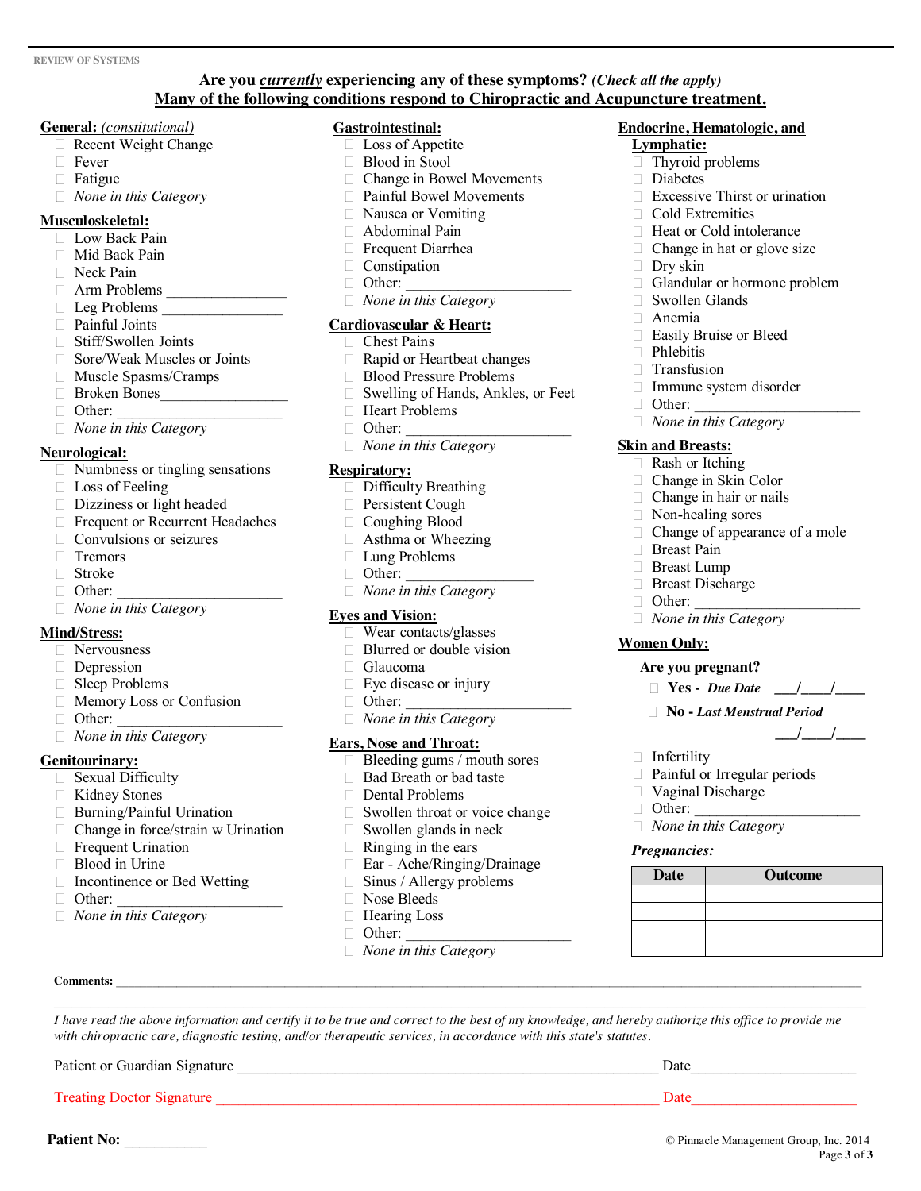REVIEW OF SYSTEMS

**Are you *currently* experiencing any of these symptoms? *(Check all the apply)***

**Many of the following conditions respond to Chiropractic and Acupuncture treatment.**

**General:** *(constitutional)*

- ☐ Recent Weight Change
- ☐ Fever
- ☐ Fatigue
- ☐ *None in this Category*

**Musculoskeletal:**

- ☐ Low Back Pain
- ☐ Mid Back Pain
- ☐ Neck Pain
- ☐ Arm Problems ________________
- ☐ Leg Problems ________________
- ☐ Painful Joints
- ☐ Stiff/Swollen Joints
- ☐ Sore/Weak Muscles or Joints
- ☐ Muscle Spasms/Cramps
- ☐ Broken Bones________________
- ☐ Other: ______________________
- ☐ *None in this Category*

**Neurological:**

- ☐ Numbness or tingling sensations
- ☐ Loss of Feeling
- ☐ Dizziness or light headed
- ☐ Frequent or Recurrent Headaches
- ☐ Convulsions or seizures
- ☐ Tremors
- ☐ Stroke
- ☐ Other: ______________________
- ☐ *None in this Category*

**Mind/Stress:**

- ☐ Nervousness
- ☐ Depression
- ☐ Sleep Problems
- ☐ Memory Loss or Confusion
- ☐ Other: ______________________
- ☐ *None in this Category*

**Genitourinary:**

- ☐ Sexual Difficulty
- ☐ Kidney Stones
- ☐ Burning/Painful Urination
- ☐ Change in force/strain w Urination
- ☐ Frequent Urination
- ☐ Blood in Urine
- ☐ Incontinence or Bed Wetting
- ☐ Other: ______________________
- ☐ *None in this Category*

**Gastrointestinal:**

- ☐ Loss of Appetite
- ☐ Blood in Stool
- ☐ Change in Bowel Movements
- ☐ Painful Bowel Movements
- ☐ Nausea or Vomiting
- ☐ Abdominal Pain
- ☐ Frequent Diarrhea
- ☐ Constipation
- ☐ Other: ______________________
- ☐ *None in this Category*

**Cardiovascular & Heart:**

- ☐ Chest Pains
- ☐ Rapid or Heartbeat changes
- ☐ Blood Pressure Problems
- ☐ Swelling of Hands, Ankles, or Feet
- ☐ Heart Problems
- ☐ Other: ______________________
- ☐ *None in this Category*

**Respiratory:**

- ☐ Difficulty Breathing
- ☐ Persistent Cough
- ☐ Coughing Blood
- ☐ Asthma or Wheezing
- ☐ Lung Problems
- ☐ Other: ________________
- ☐ *None in this Category*

**Eyes and Vision:**

- ☐ Wear contacts/glasses
- ☐ Blurred or double vision
- ☐ Glaucoma
- ☐ Eye disease or injury
- ☐ Other: ______________________
- ☐ *None in this Category*

**Ears, Nose and Throat:**

- ☐ Bleeding gums / mouth sores
- ☐ Bad Breath or bad taste
- ☐ Dental Problems
- ☐ Swollen throat or voice change
- ☐ Swollen glands in neck
- ☐ Ringing in the ears
- ☐ Ear - Ache/Ringing/Drainage
- ☐ Sinus / Allergy problems
- ☐ Nose Bleeds
- ☐ Hearing Loss
- ☐ Other: ______________________
- ☐ *None in this Category*

**Endocrine, Hematologic, and Lymphatic:**

- ☐ Thyroid problems
- ☐ Diabetes
- ☐ Excessive Thirst or urination
- ☐ Cold Extremities
- ☐ Heat or Cold intolerance
- ☐ Change in hat or glove size
- ☐ Dry skin
- ☐ Glandular or hormone problem
- ☐ Swollen Glands
- ☐ Anemia
- ☐ Easily Bruise or Bleed
- ☐ Phlebitis
- ☐ Transfusion
- ☐ Immune system disorder
- ☐ Other: ______________________
- ☐ *None in this Category*

**Skin and Breasts:**

- ☐ Rash or Itching
- ☐ Change in Skin Color
- ☐ Change in hair or nails
- ☐ Non-healing sores
- ☐ Change of appearance of a mole
- ☐ Breast Pain
- ☐ Breast Lump
- ☐ Breast Discharge
- ☐ Other: ______________________
- ☐ *None in this Category*

**Women Only:**

**Are you pregnant?**

- ☐ **Yes -** ***Due Date*** ___/____/____
- ☐ **No -** ***Last Menstrual Period*** ___/____/____

- ☐ Infertility
- ☐ Painful or Irregular periods
- ☐ Vaginal Discharge
- ☐ Other: ______________________
- ☐ *None in this Category*

***Pregnancies:***

| Date | Outcome |
|---|---|
| | |
| | |
| | |
| | |

**Comments:** ____________________________________________________________________________________

*I have read the above information and certify it to be true and correct to the best of my knowledge, and hereby authorize this office to provide me with chiropractic care, diagnostic testing, and/or therapeutic services, in accordance with this state's statutes.*

Patient or Guardian Signature ____________________________________________ Date______________________

Treating Doctor Signature ____________________________________________ Date______________________

**Patient No:** ___________

© Pinnacle Management Group, Inc. 2014